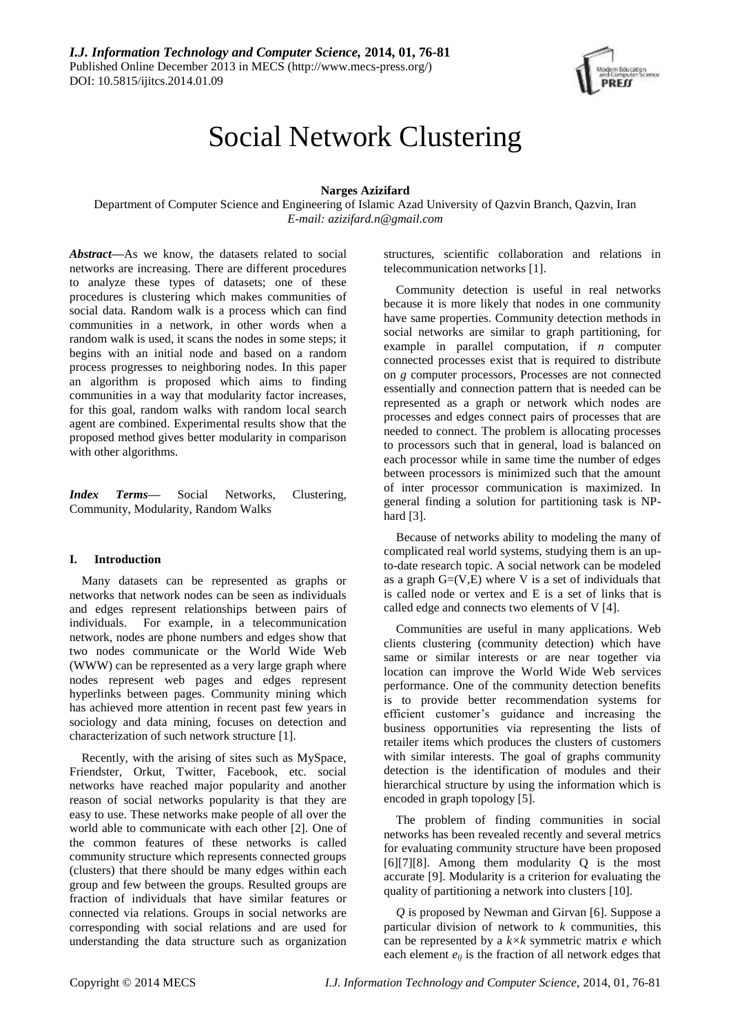*I.J. Information Technology and Computer Science,* **2014, 01, 76-81**
Published Online December 2013 in MECS (http://www.mecs-press.org/)
DOI: 10.5815/ijitcs.2014.01.09

# Social Network Clustering

**Narges Azizifard**

Department of Computer Science and Engineering of Islamic Azad University of Qazvin Branch, Qazvin, Iran
*E-mail: azizifard.n@gmail.com*

***Abstract*—**As we know, the datasets related to social networks are increasing. There are different procedures to analyze these types of datasets; one of these procedures is clustering which makes communities of social data. Random walk is a process which can find communities in a network, in other words when a random walk is used, it scans the nodes in some steps; it begins with an initial node and based on a random process progresses to neighboring nodes. In this paper an algorithm is proposed which aims to finding communities in a way that modularity factor increases, for this goal, random walks with random local search agent are combined. Experimental results show that the proposed method gives better modularity in comparison with other algorithms.

***Index Terms*—** Social Networks, Clustering, Community, Modularity, Random Walks

## I. Introduction

Many datasets can be represented as graphs or networks that network nodes can be seen as individuals and edges represent relationships between pairs of individuals. For example, in a telecommunication network, nodes are phone numbers and edges show that two nodes communicate or the World Wide Web (WWW) can be represented as a very large graph where nodes represent web pages and edges represent hyperlinks between pages. Community mining which has achieved more attention in recent past few years in sociology and data mining, focuses on detection and characterization of such network structure [1].

Recently, with the arising of sites such as MySpace, Friendster, Orkut, Twitter, Facebook, etc. social networks have reached major popularity and another reason of social networks popularity is that they are easy to use. These networks make people of all over the world able to communicate with each other [2]. One of the common features of these networks is called community structure which represents connected groups (clusters) that there should be many edges within each group and few between the groups. Resulted groups are fraction of individuals that have similar features or connected via relations. Groups in social networks are corresponding with social relations and are used for understanding the data structure such as organization structures, scientific collaboration and relations in telecommunication networks [1].

Community detection is useful in real networks because it is more likely that nodes in one community have same properties. Community detection methods in social networks are similar to graph partitioning, for example in parallel computation, if $n$ computer connected processes exist that is required to distribute on $g$ computer processors, Processes are not connected essentially and connection pattern that is needed can be represented as a graph or network which nodes are processes and edges connect pairs of processes that are needed to connect. The problem is allocating processes to processors such that in general, load is balanced on each processor while in same time the number of edges between processors is minimized such that the amount of inter processor communication is maximized. In general finding a solution for partitioning task is NP-hard [3].

Because of networks ability to modeling the many of complicated real world systems, studying them is an up-to-date research topic. A social network can be modeled as a graph $G=(V,E)$ where V is a set of individuals that is called node or vertex and E is a set of links that is called edge and connects two elements of V [4].

Communities are useful in many applications. Web clients clustering (community detection) which have same or similar interests or are near together via location can improve the World Wide Web services performance. One of the community detection benefits is to provide better recommendation systems for efficient customer's guidance and increasing the business opportunities via representing the lists of retailer items which produces the clusters of customers with similar interests. The goal of graphs community detection is the identification of modules and their hierarchical structure by using the information which is encoded in graph topology [5].

The problem of finding communities in social networks has been revealed recently and several metrics for evaluating community structure have been proposed [6][7][8]. Among them modularity Q is the most accurate [9]. Modularity is a criterion for evaluating the quality of partitioning a network into clusters [10].

*Q* is proposed by Newman and Girvan [6]. Suppose a particular division of network to $k$ communities, this can be represented by a $k \times k$ symmetric matrix $e$ which each element $e_{ij}$ is the fraction of all network edges that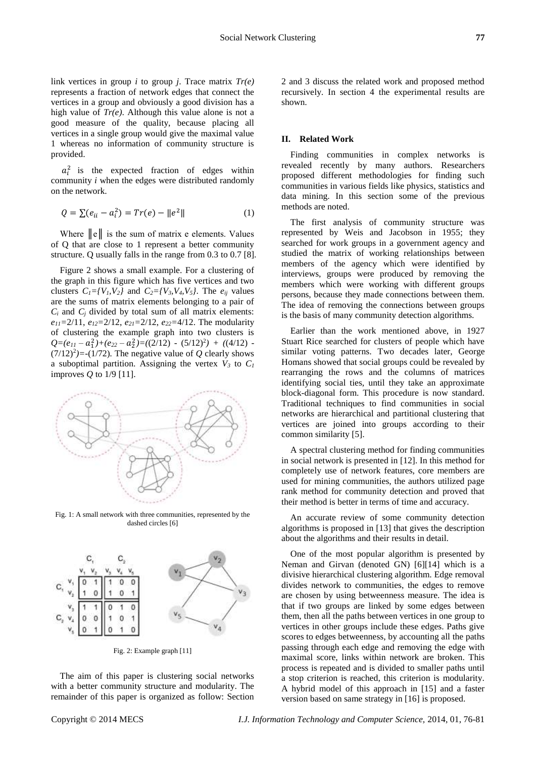link vertices in group *i* to group *j*. Trace matrix *Tr(e)* represents a fraction of network edges that connect the vertices in a group and obviously a good division has a high value of *Tr(e)*. Although this value alone is not a good measure of the quality, because placing all vertices in a single group would give the maximal value 1 whereas no information of community structure is provided.

$a_i^2$ is the expected fraction of edges within community *i* when the edges were distributed randomly on the network.

$$Q = \sum(e_{ii} - a_i^2) = Tr(e) - \|e^2\| \quad (1)$$

Where $\|e\|$ is the sum of matrix e elements. Values of Q that are close to 1 represent a better community structure. Q usually falls in the range from 0.3 to 0.7 [8].

Figure 2 shows a small example. For a clustering of the graph in this figure which has five vertices and two clusters $C_1=\{V_1,V_2\}$ and $C_2=\{V_3,V_4,V_5\}$. The $e_{ij}$ values are the sums of matrix elements belonging to a pair of $C_i$ and $C_j$ divided by total sum of all matrix elements: $e_{11}$=2/11, $e_{12}$=2/12, $e_{21}$=2/12, $e_{22}$=4/12. The modularity of clustering the example graph into two clusters is $Q=(e_{11} - a_1^2)+(e_{22} - a_2^2)=((2/12) - (5/12)^2) + ((4/12) - (7/12)^2)=-(1/72)$. The negative value of *Q* clearly shows a suboptimal partition. Assigning the vertex $V_3$ to $C_1$ improves *Q* to 1/9 [11].

Fig. 1: A small network with three communities, represented by the dashed circles [6]

Fig. 2: Example graph [11]

The aim of this paper is clustering social networks with a better community structure and modularity. The remainder of this paper is organized as follow: Section 2 and 3 discuss the related work and proposed method recursively. In section 4 the experimental results are shown.

## II. Related Work

Finding communities in complex networks is revealed recently by many authors. Researchers proposed different methodologies for finding such communities in various fields like physics, statistics and data mining. In this section some of the previous methods are noted.

The first analysis of community structure was represented by Weis and Jacobson in 1955; they searched for work groups in a government agency and studied the matrix of working relationships between members of the agency which were identified by interviews, groups were produced by removing the members which were working with different groups persons, because they made connections between them. The idea of removing the connections between groups is the basis of many community detection algorithms.

Earlier than the work mentioned above, in 1927 Stuart Rice searched for clusters of people which have similar voting patterns. Two decades later, George Homans showed that social groups could be revealed by rearranging the rows and the columns of matrices identifying social ties, until they take an approximate block-diagonal form. This procedure is now standard. Traditional techniques to find communities in social networks are hierarchical and partitional clustering that vertices are joined into groups according to their common similarity [5].

A spectral clustering method for finding communities in social network is presented in [12]. In this method for completely use of network features, core members are used for mining communities, the authors utilized page rank method for community detection and proved that their method is better in terms of time and accuracy.

An accurate review of some community detection algorithms is proposed in [13] that gives the description about the algorithms and their results in detail.

One of the most popular algorithm is presented by Neman and Girvan (denoted GN) [6][14] which is a divisive hierarchical clustering algorithm. Edge removal divides network to communities, the edges to remove are chosen by using betweenness measure. The idea is that if two groups are linked by some edges between them, then all the paths between vertices in one group to vertices in other groups include these edges. Paths give scores to edges betweenness, by accounting all the paths passing through each edge and removing the edge with maximal score, links within network are broken. This process is repeated and is divided to smaller paths until a stop criterion is reached, this criterion is modularity. A hybrid model of this approach in [15] and a faster version based on same strategy in [16] is proposed.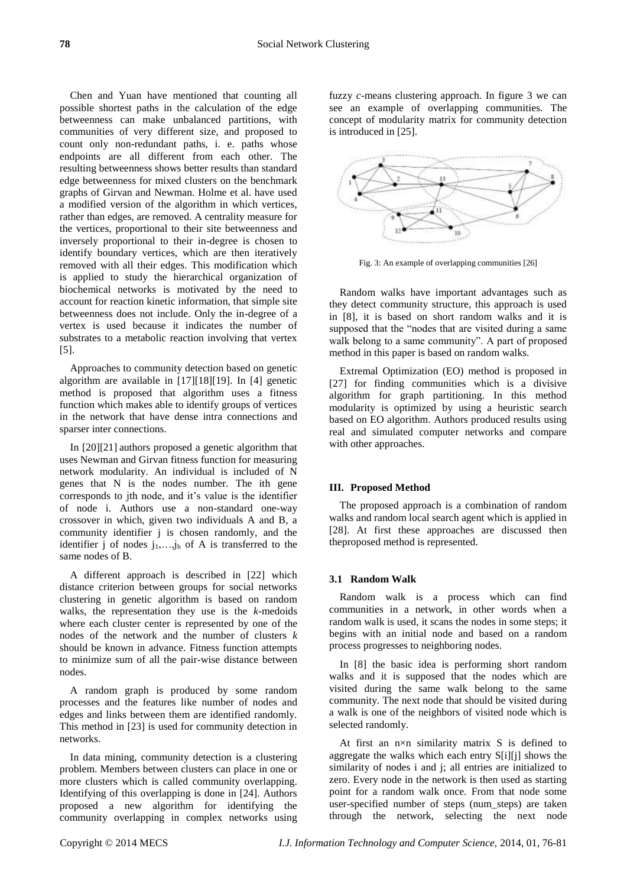Chen and Yuan have mentioned that counting all possible shortest paths in the calculation of the edge betweenness can make unbalanced partitions, with communities of very different size, and proposed to count only non-redundant paths, i. e. paths whose endpoints are all different from each other. The resulting betweenness shows better results than standard edge betweenness for mixed clusters on the benchmark graphs of Girvan and Newman. Holme et al. have used a modified version of the algorithm in which vertices, rather than edges, are removed. A centrality measure for the vertices, proportional to their site betweenness and inversely proportional to their in-degree is chosen to identify boundary vertices, which are then iteratively removed with all their edges. This modification which is applied to study the hierarchical organization of biochemical networks is motivated by the need to account for reaction kinetic information, that simple site betweenness does not include. Only the in-degree of a vertex is used because it indicates the number of substrates to a metabolic reaction involving that vertex [5].

Approaches to community detection based on genetic algorithm are available in [17][18][19]. In [4] genetic method is proposed that algorithm uses a fitness function which makes able to identify groups of vertices in the network that have dense intra connections and sparser inter connections.

In [20][21] authors proposed a genetic algorithm that uses Newman and Girvan fitness function for measuring network modularity. An individual is included of N genes that N is the nodes number. The ith gene corresponds to jth node, and it's value is the identifier of node i. Authors use a non-standard one-way crossover in which, given two individuals A and B, a community identifier j is chosen randomly, and the identifier j of nodes $j_1,\ldots,j_h$ of A is transferred to the same nodes of B.

A different approach is described in [22] which distance criterion between groups for social networks clustering in genetic algorithm is based on random walks, the representation they use is the *k*-medoids where each cluster center is represented by one of the nodes of the network and the number of clusters *k* should be known in advance. Fitness function attempts to minimize sum of all the pair-wise distance between nodes.

A random graph is produced by some random processes and the features like number of nodes and edges and links between them are identified randomly. This method in [23] is used for community detection in networks.

In data mining, community detection is a clustering problem. Members between clusters can place in one or more clusters which is called community overlapping. Identifying of this overlapping is done in [24]. Authors proposed a new algorithm for identifying the community overlapping in complex networks using fuzzy *c*-means clustering approach. In figure 3 we can see an example of overlapping communities. The concept of modularity matrix for community detection is introduced in [25].

Fig. 3: An example of overlapping communities [26]

Random walks have important advantages such as they detect community structure, this approach is used in [8], it is based on short random walks and it is supposed that the "nodes that are visited during a same walk belong to a same community". A part of proposed method in this paper is based on random walks.

Extremal Optimization (EO) method is proposed in [27] for finding communities which is a divisive algorithm for graph partitioning. In this method modularity is optimized by using a heuristic search based on EO algorithm. Authors produced results using real and simulated computer networks and compare with other approaches.

## III. Proposed Method

The proposed approach is a combination of random walks and random local search agent which is applied in [28]. At first these approaches are discussed then theproposed method is represented.

### 3.1 Random Walk

Random walk is a process which can find communities in a network, in other words when a random walk is used, it scans the nodes in some steps; it begins with an initial node and based on a random process progresses to neighboring nodes.

In [8] the basic idea is performing short random walks and it is supposed that the nodes which are visited during the same walk belong to the same community. The next node that should be visited during a walk is one of the neighbors of visited node which is selected randomly.

At first an n×n similarity matrix S is defined to aggregate the walks which each entry S[i][j] shows the similarity of nodes i and j; all entries are initialized to zero. Every node in the network is then used as starting point for a random walk once. From that node some user-specified number of steps (num_steps) are taken through the network, selecting the next node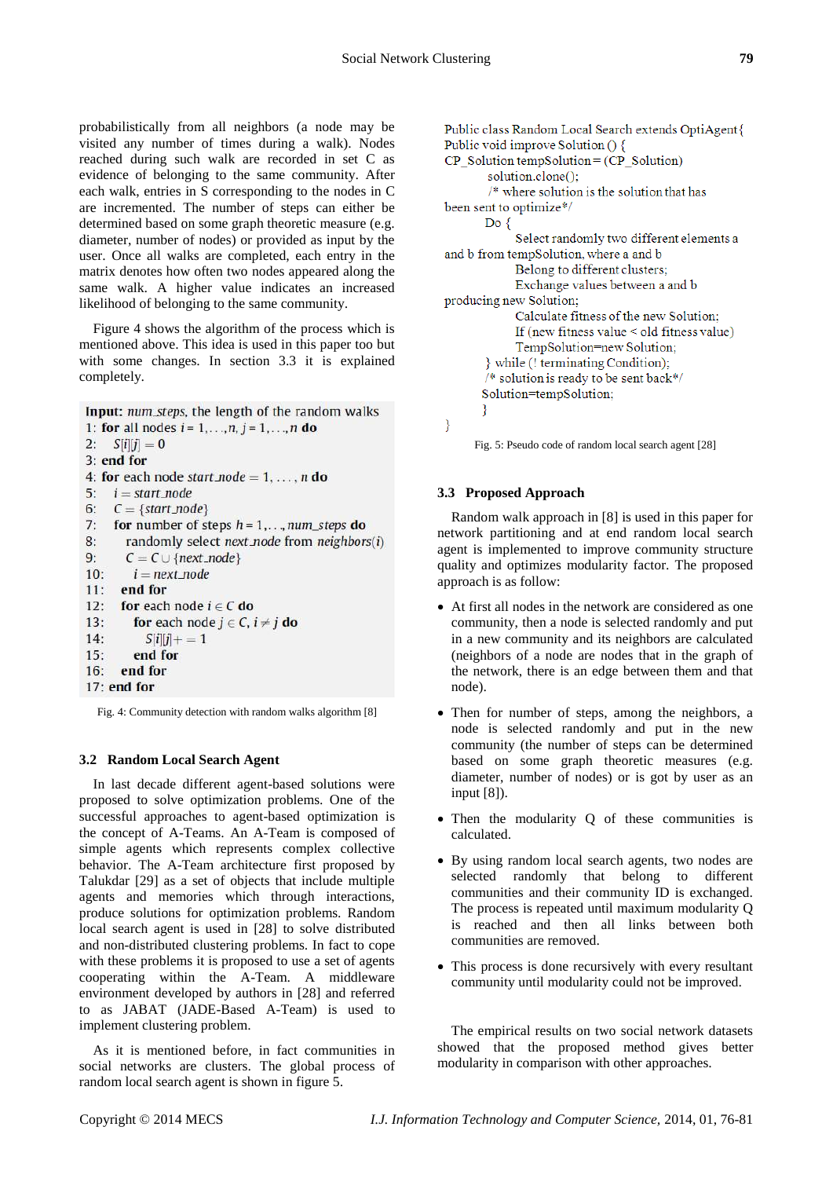probabilistically from all neighbors (a node may be visited any number of times during a walk). Nodes reached during such walk are recorded in set C as evidence of belonging to the same community. After each walk, entries in S corresponding to the nodes in C are incremented. The number of steps can either be determined based on some graph theoretic measure (e.g. diameter, number of nodes) or provided as input by the user. Once all walks are completed, each entry in the matrix denotes how often two nodes appeared along the same walk. A higher value indicates an increased likelihood of belonging to the same community.

Figure 4 shows the algorithm of the process which is mentioned above. This idea is used in this paper too but with some changes. In section 3.3 it is explained completely.

```
Input: num_steps, the length of the random walks
1: for all nodes i = 1,...,n, j = 1,...,n do
2:     S[i][j] = 0
3: end for
4: for each node start_node = 1, ..., n do
5:     i = start_node
6:     C = {start_node}
7:     for number of steps h = 1,..., num_steps do
8:         randomly select next_node from neighbors(i)
9:         C = C ∪ {next_node}
10:        i = next_node
11:    end for
12:    for each node i ∈ C do
13:        for each node j ∈ C, i ≠ j do
14:            S[i][j]+ = 1
15:        end for
16:    end for
17: end for
```

Fig. 4: Community detection with random walks algorithm [8]

### 3.2 Random Local Search Agent

In last decade different agent-based solutions were proposed to solve optimization problems. One of the successful approaches to agent-based optimization is the concept of A-Teams. An A-Team is composed of simple agents which represents complex collective behavior. The A-Team architecture first proposed by Talukdar [29] as a set of objects that include multiple agents and memories which through interactions, produce solutions for optimization problems. Random local search agent is used in [28] to solve distributed and non-distributed clustering problems. In fact to cope with these problems it is proposed to use a set of agents cooperating within the A-Team. A middleware environment developed by authors in [28] and referred to as JABAT (JADE-Based A-Team) is used to implement clustering problem.

As it is mentioned before, in fact communities in social networks are clusters. The global process of random local search agent is shown in figure 5.

```
Public class Random Local Search extends OptiAgent{
Public void improve Solution () {
CP_Solution tempSolution= (CP_Solution)
        solution.clone();
        /* where solution is the solution that has
been sent to optimize*/
        Do {
                Select randomly two different elements a
and b from tempSolution, where a and b
                Belong to different clusters;
                Exchange values between a and b
producing new Solution;
                Calculate fitness of the new Solution;
                If (new fitness value < old fitness value)
                TempSolution=new Solution;
        } while (! terminating Condition);
        /* solution is ready to be sent back*/
        Solution=tempSolution;
        }
}
```

Fig. 5: Pseudo code of random local search agent [28]

### 3.3 Proposed Approach

Random walk approach in [8] is used in this paper for network partitioning and at end random local search agent is implemented to improve community structure quality and optimizes modularity factor. The proposed approach is as follow:

- At first all nodes in the network are considered as one community, then a node is selected randomly and put in a new community and its neighbors are calculated (neighbors of a node are nodes that in the graph of the network, there is an edge between them and that node).
- Then for number of steps, among the neighbors, a node is selected randomly and put in the new community (the number of steps can be determined based on some graph theoretic measures (e.g. diameter, number of nodes) or is got by user as an input [8]).
- Then the modularity Q of these communities is calculated.
- By using random local search agents, two nodes are selected randomly that belong to different communities and their community ID is exchanged. The process is repeated until maximum modularity Q is reached and then all links between both communities are removed.
- This process is done recursively with every resultant community until modularity could not be improved.

The empirical results on two social network datasets showed that the proposed method gives better modularity in comparison with other approaches.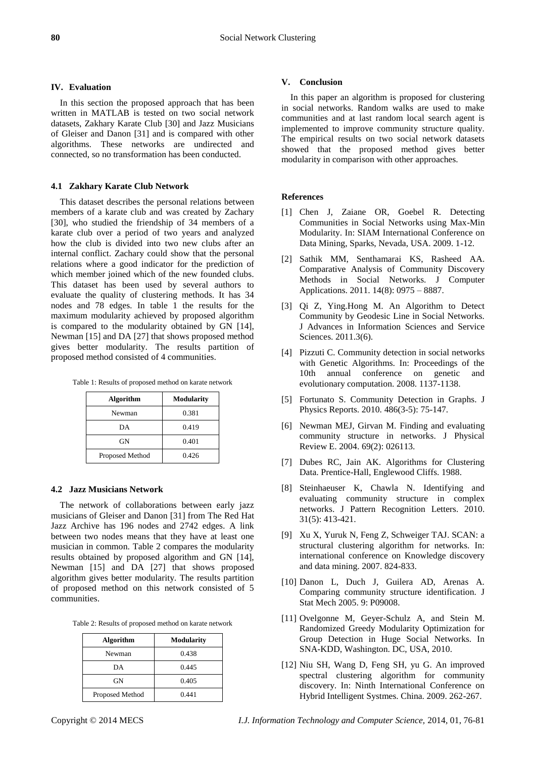## IV. Evaluation

In this section the proposed approach that has been written in MATLAB is tested on two social network datasets, Zakhary Karate Club [30] and Jazz Musicians of Gleiser and Danon [31] and is compared with other algorithms. These networks are undirected and connected, so no transformation has been conducted.

### 4.1 Zakhary Karate Club Network

This dataset describes the personal relations between members of a karate club and was created by Zachary [30], who studied the friendship of 34 members of a karate club over a period of two years and analyzed how the club is divided into two new clubs after an internal conflict. Zachary could show that the personal relations where a good indicator for the prediction of which member joined which of the new founded clubs. This dataset has been used by several authors to evaluate the quality of clustering methods. It has 34 nodes and 78 edges. In table 1 the results for the maximum modularity achieved by proposed algorithm is compared to the modularity obtained by GN [14], Newman [15] and DA [27] that shows proposed method gives better modularity. The results partition of proposed method consisted of 4 communities.

Table 1: Results of proposed method on karate network

| Algorithm | Modularity |
|---|---|
| Newman | 0.381 |
| DA | 0.419 |
| GN | 0.401 |
| Proposed Method | 0.426 |

### 4.2 Jazz Musicians Network

The network of collaborations between early jazz musicians of Gleiser and Danon [31] from The Red Hat Jazz Archive has 196 nodes and 2742 edges. A link between two nodes means that they have at least one musician in common. Table 2 compares the modularity results obtained by proposed algorithm and GN [14], Newman [15] and DA [27] that shows proposed algorithm gives better modularity. The results partition of proposed method on this network consisted of 5 communities.

Table 2: Results of proposed method on karate network

| Algorithm | Modularity |
|---|---|
| Newman | 0.438 |
| DA | 0.445 |
| GN | 0.405 |
| Proposed Method | 0.441 |

## V. Conclusion

In this paper an algorithm is proposed for clustering in social networks. Random walks are used to make communities and at last random local search agent is implemented to improve community structure quality. The empirical results on two social network datasets showed that the proposed method gives better modularity in comparison with other approaches.

## References

[1] Chen J, Zaiane OR, Goebel R. Detecting Communities in Social Networks using Max-Min Modularity. In: SIAM International Conference on Data Mining, Sparks, Nevada, USA. 2009. 1-12.

[2] Sathik MM, Senthamarai KS, Rasheed AA. Comparative Analysis of Community Discovery Methods in Social Networks. J Computer Applications. 2011. 14(8): 0975 – 8887.

[3] Qi Z, Ying.Hong M. An Algorithm to Detect Community by Geodesic Line in Social Networks. J Advances in Information Sciences and Service Sciences. 2011.3(6).

[4] Pizzuti C. Community detection in social networks with Genetic Algorithms. In: Proceedings of the 10th annual conference on genetic and evolutionary computation. 2008. 1137-1138.

[5] Fortunato S. Community Detection in Graphs. J Physics Reports. 2010. 486(3-5): 75-147.

[6] Newman MEJ, Girvan M. Finding and evaluating community structure in networks. J Physical Review E. 2004. 69(2): 026113.

[7] Dubes RC, Jain AK. Algorithms for Clustering Data. Prentice-Hall, Englewood Cliffs. 1988.

[8] Steinhaeuser K, Chawla N. Identifying and evaluating community structure in complex networks. J Pattern Recognition Letters. 2010. 31(5): 413-421.

[9] Xu X, Yuruk N, Feng Z, Schweiger TAJ. SCAN: a structural clustering algorithm for networks. In: international conference on Knowledge discovery and data mining. 2007. 824-833.

[10] Danon L, Duch J, Guilera AD, Arenas A. Comparing community structure identification. J Stat Mech 2005. 9: P09008.

[11] Ovelgonne M, Geyer-Schulz A, and Stein M. Randomized Greedy Modularity Optimization for Group Detection in Huge Social Networks. In SNA-KDD, Washington. DC, USA, 2010.

[12] Niu SH, Wang D, Feng SH, yu G. An improved spectral clustering algorithm for community discovery. In: Ninth International Conference on Hybrid Intelligent Systmes. China. 2009. 262-267.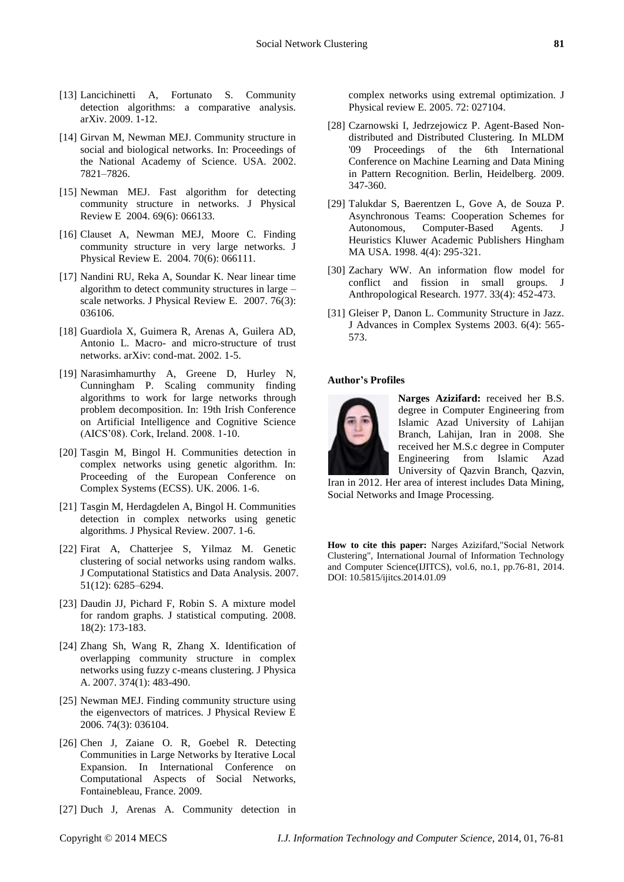[13] Lancichinetti A, Fortunato S. Community detection algorithms: a comparative analysis. arXiv. 2009. 1-12.

[14] Girvan M, Newman MEJ. Community structure in social and biological networks. In: Proceedings of the National Academy of Science. USA. 2002. 7821–7826.

[15] Newman MEJ. Fast algorithm for detecting community structure in networks. J Physical Review E 2004. 69(6): 066133.

[16] Clauset A, Newman MEJ, Moore C. Finding community structure in very large networks. J Physical Review E. 2004. 70(6): 066111.

[17] Nandini RU, Reka A, Soundar K. Near linear time algorithm to detect community structures in large – scale networks. J Physical Review E. 2007. 76(3): 036106.

[18] Guardiola X, Guimera R, Arenas A, Guilera AD, Antonio L. Macro- and micro-structure of trust networks. arXiv: cond-mat. 2002. 1-5.

[19] Narasimhamurthy A, Greene D, Hurley N, Cunningham P. Scaling community finding algorithms to work for large networks through problem decomposition. In: 19th Irish Conference on Artificial Intelligence and Cognitive Science (AICS'08). Cork, Ireland. 2008. 1-10.

[20] Tasgin M, Bingol H. Communities detection in complex networks using genetic algorithm. In: Proceeding of the European Conference on Complex Systems (ECSS). UK. 2006. 1-6.

[21] Tasgin M, Herdagdelen A, Bingol H. Communities detection in complex networks using genetic algorithms. J Physical Review. 2007. 1-6.

[22] Firat A, Chatterjee S, Yilmaz M. Genetic clustering of social networks using random walks. J Computational Statistics and Data Analysis. 2007. 51(12): 6285–6294.

[23] Daudin JJ, Pichard F, Robin S. A mixture model for random graphs. J statistical computing. 2008. 18(2): 173-183.

[24] Zhang Sh, Wang R, Zhang X. Identification of overlapping community structure in complex networks using fuzzy c-means clustering. J Physica A. 2007. 374(1): 483-490.

[25] Newman MEJ. Finding community structure using the eigenvectors of matrices. J Physical Review E 2006. 74(3): 036104.

[26] Chen J, Zaiane O. R, Goebel R. Detecting Communities in Large Networks by Iterative Local Expansion. In International Conference on Computational Aspects of Social Networks, Fontainebleau, France. 2009.

[27] Duch J, Arenas A. Community detection in complex networks using extremal optimization. J Physical review E. 2005. 72: 027104.

[28] Czarnowski I, Jedrzejowicz P. Agent-Based Non-distributed and Distributed Clustering. In MLDM '09 Proceedings of the 6th International Conference on Machine Learning and Data Mining in Pattern Recognition. Berlin, Heidelberg. 2009. 347-360.

[29] Talukdar S, Baerentzen L, Gove A, de Souza P. Asynchronous Teams: Cooperation Schemes for Autonomous, Computer-Based Agents. J Heuristics Kluwer Academic Publishers Hingham MA USA. 1998. 4(4): 295-321.

[30] Zachary WW. An information flow model for conflict and fission in small groups. J Anthropological Research. 1977. 33(4): 452-473.

[31] Gleiser P, Danon L. Community Structure in Jazz. J Advances in Complex Systems 2003. 6(4): 565-573.

**Author's Profiles**

**Narges Azizifard:** received her B.S. degree in Computer Engineering from Islamic Azad University of Lahijan Branch, Lahijan, Iran in 2008. She received her M.S.c degree in Computer Engineering from Islamic Azad University of Qazvin Branch, Qazvin, Iran in 2012. Her area of interest includes Data Mining, Social Networks and Image Processing.

**How to cite this paper:** Narges Azizifard,"Social Network Clustering", International Journal of Information Technology and Computer Science(IJITCS), vol.6, no.1, pp.76-81, 2014. DOI: 10.5815/ijitcs.2014.01.09